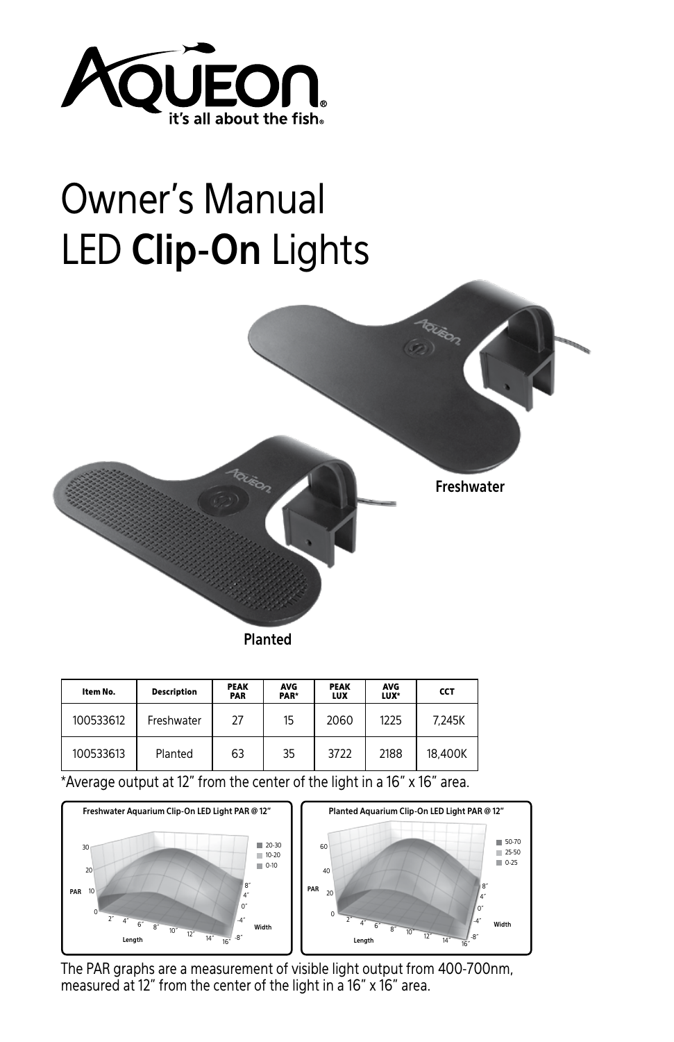AQUEON

it's all about the fish®

# Owner's Manual
# LED **Clip-On** Lights

Freshwater

Planted

| Item No. | Description | PEAK PAR | AVG PAR* | PEAK LUX | AVG LUX* | CCT |
|---|---|---|---|---|---|---|
| 100533612 | Freshwater | 27 | 15 | 2060 | 1225 | 7,245K |
| 100533613 | Planted | 63 | 35 | 3722 | 2188 | 18,400K |

*Average output at 12" from the center of the light in a 16" x 16" area.

**Freshwater Aquarium Clip-On LED Light PAR @ 12"**

PAR

30
20
10
0

20-30
10-20
0-10

Length

2" 4" 6" 8" 10" 12" 14" 16"

Width

8" 4" 0" -4" -8"

**Planted Aquarium Clip-On LED Light PAR @ 12"**

PAR

60
40
20
0

50-70
25-50
0-25

Length

2" 4" 6" 8" 10" 12" 14" 16"

Width

8" 4" 0" -4" -8"

The PAR graphs are a measurement of visible light output from 400-700nm, measured at 12" from the center of the light in a 16" x 16" area.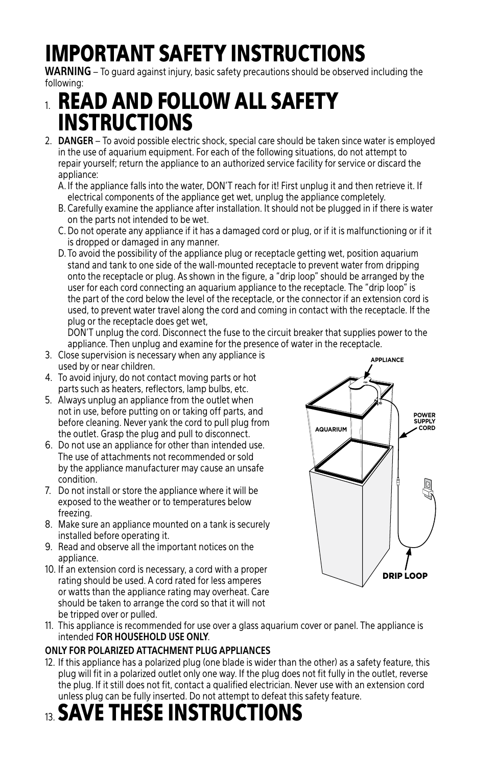# IMPORTANT SAFETY INSTRUCTIONS

**WARNING** – To guard against injury, basic safety precautions should be observed including the following:

1. **READ AND FOLLOW ALL SAFETY INSTRUCTIONS**
2. **DANGER** – To avoid possible electric shock, special care should be taken since water is employed in the use of aquarium equipment. For each of the following situations, do not attempt to repair yourself; return the appliance to an authorized service facility for service or discard the appliance:
   - A. If the appliance falls into the water, DON'T reach for it! First unplug it and then retrieve it. If electrical components of the appliance get wet, unplug the appliance completely.
   - B. Carefully examine the appliance after installation. It should not be plugged in if there is water on the parts not intended to be wet.
   - C. Do not operate any appliance if it has a damaged cord or plug, or if it is malfunctioning or if it is dropped or damaged in any manner.
   - D. To avoid the possibility of the appliance plug or receptacle getting wet, position aquarium stand and tank to one side of the wall-mounted receptacle to prevent water from dripping onto the receptacle or plug. As shown in the figure, a "drip loop" should be arranged by the user for each cord connecting an aquarium appliance to the receptacle. The "drip loop" is the part of the cord below the level of the receptacle, or the connector if an extension cord is used, to prevent water travel along the cord and coming in contact with the receptacle. If the plug or the receptacle does get wet,
     DON'T unplug the cord. Disconnect the fuse to the circuit breaker that supplies power to the appliance. Then unplug and examine for the presence of water in the receptacle.
3. Close supervision is necessary when any appliance is used by or near children.
4. To avoid injury, do not contact moving parts or hot parts such as heaters, reflectors, lamp bulbs, etc.
5. Always unplug an appliance from the outlet when not in use, before putting on or taking off parts, and before cleaning. Never yank the cord to pull plug from the outlet. Grasp the plug and pull to disconnect.
6. Do not use an appliance for other than intended use. The use of attachments not recommended or sold by the appliance manufacturer may cause an unsafe condition.
7. Do not install or store the appliance where it will be exposed to the weather or to temperatures below freezing.
8. Make sure an appliance mounted on a tank is securely installed before operating it.
9. Read and observe all the important notices on the appliance.
10. If an extension cord is necessary, a cord with a proper rating should be used. A cord rated for less amperes or watts than the appliance rating may overheat. Care should be taken to arrange the cord so that it will not be tripped over or pulled.
11. This appliance is recommended for use over a glass aquarium cover or panel. The appliance is intended **FOR HOUSEHOLD USE ONLY**.

APPLIANCE

AQUARIUM

POWER SUPPLY CORD

DRIP LOOP

**ONLY FOR POLARIZED ATTACHMENT PLUG APPLIANCES**

12. If this appliance has a polarized plug (one blade is wider than the other) as a safety feature, this plug will fit in a polarized outlet only one way. If the plug does not fit fully in the outlet, reverse the plug. If it still does not fit, contact a qualified electrician. Never use with an extension cord unless plug can be fully inserted. Do not attempt to defeat this safety feature.
13. **SAVE THESE INSTRUCTIONS**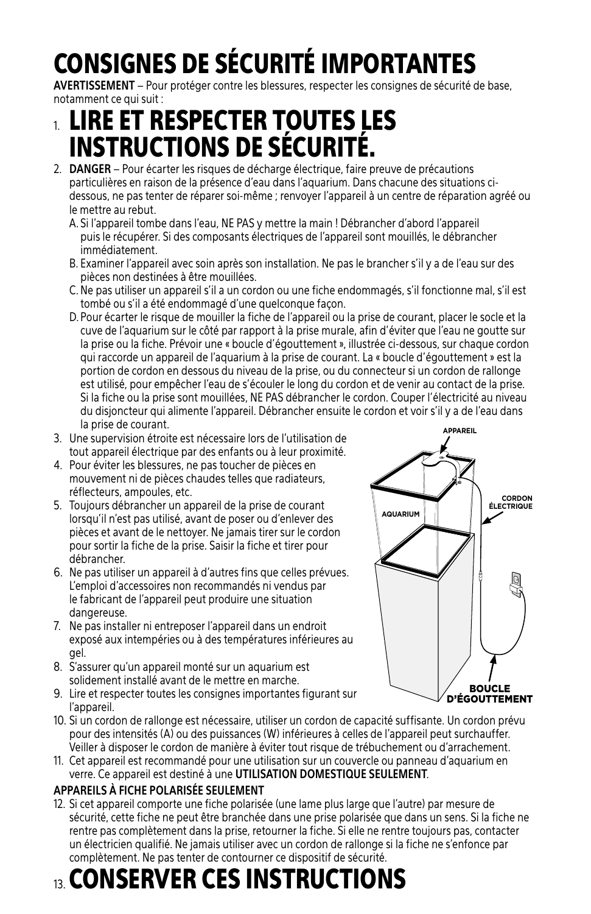# CONSIGNES DE SÉCURITÉ IMPORTANTES

**AVERTISSEMENT** – Pour protéger contre les blessures, respecter les consignes de sécurité de base, notamment ce qui suit :

1. **LIRE ET RESPECTER TOUTES LES INSTRUCTIONS DE SÉCURITÉ.**
2. **DANGER** – Pour écarter les risques de décharge électrique, faire preuve de précautions particulières en raison de la présence d'eau dans l'aquarium. Dans chacune des situations ci-dessous, ne pas tenter de réparer soi-même ; renvoyer l'appareil à un centre de réparation agréé ou le mettre au rebut.
   - A. Si l'appareil tombe dans l'eau, NE PAS y mettre la main ! Débrancher d'abord l'appareil puis le récupérer. Si des composants électriques de l'appareil sont mouillés, le débrancher immédiatement.
   - B. Examiner l'appareil avec soin après son installation. Ne pas le brancher s'il y a de l'eau sur des pièces non destinées à être mouillées.
   - C. Ne pas utiliser un appareil s'il a un cordon ou une fiche endommagés, s'il fonctionne mal, s'il est tombé ou s'il a été endommagé d'une quelconque façon.
   - D. Pour écarter le risque de mouiller la fiche de l'appareil ou la prise de courant, placer le socle et la cuve de l'aquarium sur le côté par rapport à la prise murale, afin d'éviter que l'eau ne goutte sur la prise ou la fiche. Prévoir une « boucle d'égouttement », illustrée ci-dessous, sur chaque cordon qui raccorde un appareil de l'aquarium à la prise de courant. La « boucle d'égouttement » est la portion de cordon en dessous du niveau de la prise, ou du connecteur si un cordon de rallonge est utilisé, pour empêcher l'eau de s'écouler le long du cordon et de venir au contact de la prise. Si la fiche ou la prise sont mouillées, NE PAS débrancher le cordon. Couper l'électricité au niveau du disjoncteur qui alimente l'appareil. Débrancher ensuite le cordon et voir s'il y a de l'eau dans la prise de courant.
3. Une supervision étroite est nécessaire lors de l'utilisation de tout appareil électrique par des enfants ou à leur proximité.
4. Pour éviter les blessures, ne pas toucher de pièces en mouvement ni de pièces chaudes telles que radiateurs, réflecteurs, ampoules, etc.
5. Toujours débrancher un appareil de la prise de courant lorsqu'il n'est pas utilisé, avant de poser ou d'enlever des pièces et avant de le nettoyer. Ne jamais tirer sur le cordon pour sortir la fiche de la prise. Saisir la fiche et tirer pour débrancher.
6. Ne pas utiliser un appareil à d'autres fins que celles prévues. L'emploi d'accessoires non recommandés ni vendus par le fabricant de l'appareil peut produire une situation dangereuse.
7. Ne pas installer ni entreposer l'appareil dans un endroit exposé aux intempéries ou à des températures inférieures au gel.
8. S'assurer qu'un appareil monté sur un aquarium est solidement installé avant de le mettre en marche.
9. Lire et respecter toutes les consignes importantes figurant sur l'appareil.
10. Si un cordon de rallonge est nécessaire, utiliser un cordon de capacité suffisante. Un cordon prévu pour des intensités (A) ou des puissances (W) inférieures à celles de l'appareil peut surchauffer. Veiller à disposer le cordon de manière à éviter tout risque de trébuchement ou d'arrachement.
11. Cet appareil est recommandé pour une utilisation sur un couvercle ou panneau d'aquarium en verre. Ce appareil est destiné à une **UTILISATION DOMESTIQUE SEULEMENT**.

APPAREIL
AQUARIUM
CORDON ÉLECTRIQUE
BOUCLE D'ÉGOUTTEMENT

**APPAREILS À FICHE POLARISÉE SEULEMENT**

12. Si cet appareil comporte une fiche polarisée (une lame plus large que l'autre) par mesure de sécurité, cette fiche ne peut être branchée dans une prise polarisée que dans un sens. Si la fiche ne rentre pas complètement dans la prise, retourner la fiche. Si elle ne rentre toujours pas, contacter un électricien qualifié. Ne jamais utiliser avec un cordon de rallonge si la fiche ne s'enfonce par complètement. Ne pas tenter de contourner ce dispositif de sécurité.
13. **CONSERVER CES INSTRUCTIONS**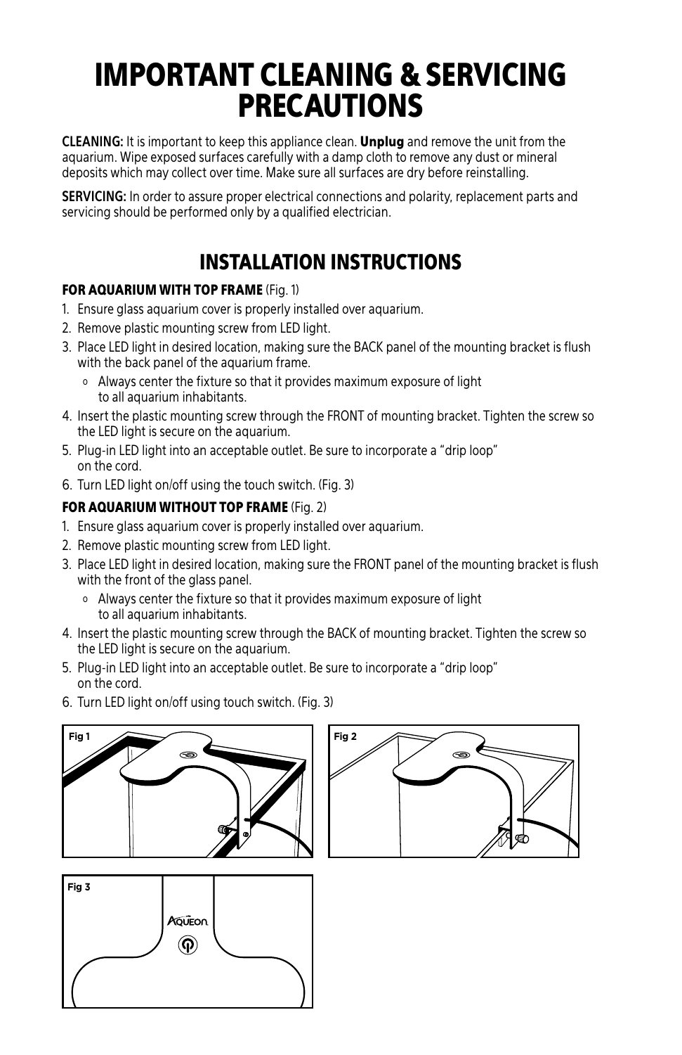# IMPORTANT CLEANING & SERVICING PRECAUTIONS

**CLEANING:** It is important to keep this appliance clean. **Unplug** and remove the unit from the aquarium. Wipe exposed surfaces carefully with a damp cloth to remove any dust or mineral deposits which may collect over time. Make sure all surfaces are dry before reinstalling.

**SERVICING:** In order to assure proper electrical connections and polarity, replacement parts and servicing should be performed only by a qualified electrician.

## INSTALLATION INSTRUCTIONS

**FOR AQUARIUM WITH TOP FRAME** (Fig. 1)

1. Ensure glass aquarium cover is properly installed over aquarium.
2. Remove plastic mounting screw from LED light.
3. Place LED light in desired location, making sure the BACK panel of the mounting bracket is flush with the back panel of the aquarium frame.
   - Always center the fixture so that it provides maximum exposure of light to all aquarium inhabitants.
4. Insert the plastic mounting screw through the FRONT of mounting bracket. Tighten the screw so the LED light is secure on the aquarium.
5. Plug-in LED light into an acceptable outlet. Be sure to incorporate a "drip loop" on the cord.
6. Turn LED light on/off using the touch switch. (Fig. 3)

**FOR AQUARIUM WITHOUT TOP FRAME** (Fig. 2)

1. Ensure glass aquarium cover is properly installed over aquarium.
2. Remove plastic mounting screw from LED light.
3. Place LED light in desired location, making sure the FRONT panel of the mounting bracket is flush with the front of the glass panel.
   - Always center the fixture so that it provides maximum exposure of light to all aquarium inhabitants.
4. Insert the plastic mounting screw through the BACK of mounting bracket. Tighten the screw so the LED light is secure on the aquarium.
5. Plug-in LED light into an acceptable outlet. Be sure to incorporate a "drip loop" on the cord.
6. Turn LED light on/off using touch switch. (Fig. 3)

Fig 1

Fig 2

Fig 3

AQUEON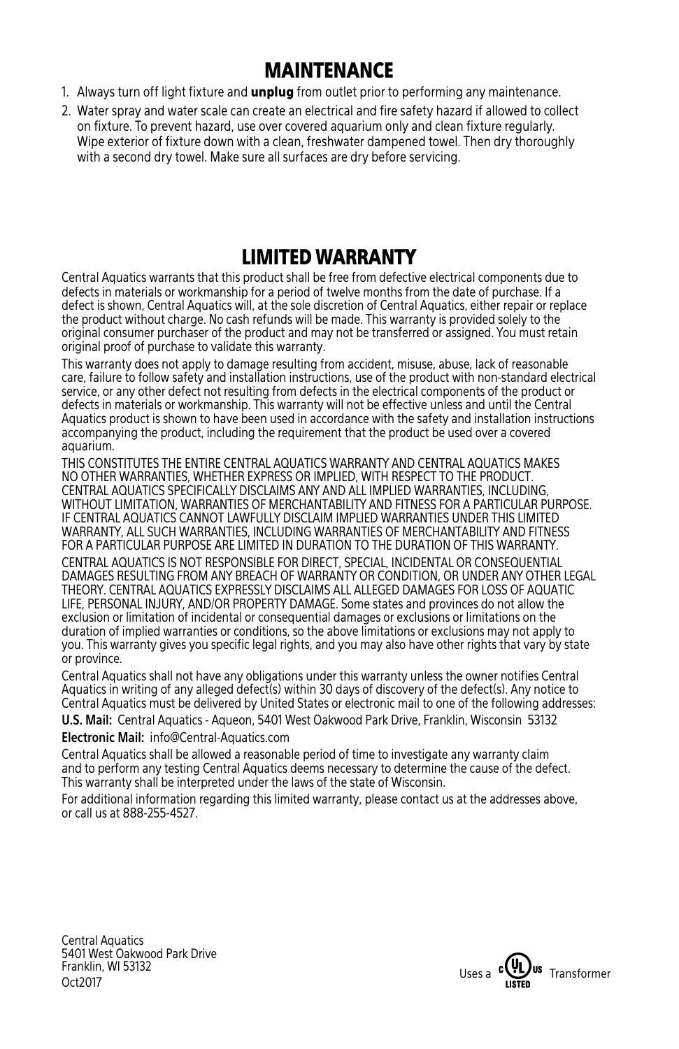## MAINTENANCE

1. Always turn off light fixture and **unplug** from outlet prior to performing any maintenance.
2. Water spray and water scale can create an electrical and fire safety hazard if allowed to collect on fixture. To prevent hazard, use over covered aquarium only and clean fixture regularly. Wipe exterior of fixture down with a clean, freshwater dampened towel. Then dry thoroughly with a second dry towel. Make sure all surfaces are dry before servicing.

## LIMITED WARRANTY

Central Aquatics warrants that this product shall be free from defective electrical components due to defects in materials or workmanship for a period of twelve months from the date of purchase. If a defect is shown, Central Aquatics will, at the sole discretion of Central Aquatics, either repair or replace the product without charge. No cash refunds will be made. This warranty is provided solely to the original consumer purchaser of the product and may not be transferred or assigned. You must retain original proof of purchase to validate this warranty.

This warranty does not apply to damage resulting from accident, misuse, abuse, lack of reasonable care, failure to follow safety and installation instructions, use of the product with non-standard electrical service, or any other defect not resulting from defects in the electrical components of the product or defects in materials or workmanship. This warranty will not be effective unless and until the Central Aquatics product is shown to have been used in accordance with the safety and installation instructions accompanying the product, including the requirement that the product be used over a covered aquarium.

THIS CONSTITUTES THE ENTIRE CENTRAL AQUATICS WARRANTY AND CENTRAL AQUATICS MAKES NO OTHER WARRANTIES, WHETHER EXPRESS OR IMPLIED, WITH RESPECT TO THE PRODUCT. CENTRAL AQUATICS SPECIFICALLY DISCLAIMS ANY AND ALL IMPLIED WARRANTIES, INCLUDING, WITHOUT LIMITATION, WARRANTIES OF MERCHANTABILITY AND FITNESS FOR A PARTICULAR PURPOSE. IF CENTRAL AQUATICS CANNOT LAWFULLY DISCLAIM IMPLIED WARRANTIES UNDER THIS LIMITED WARRANTY, ALL SUCH WARRANTIES, INCLUDING WARRANTIES OF MERCHANTABILITY AND FITNESS FOR A PARTICULAR PURPOSE ARE LIMITED IN DURATION TO THE DURATION OF THIS WARRANTY.

CENTRAL AQUATICS IS NOT RESPONSIBLE FOR DIRECT, SPECIAL, INCIDENTAL OR CONSEQUENTIAL DAMAGES RESULTING FROM ANY BREACH OF WARRANTY OR CONDITION, OR UNDER ANY OTHER LEGAL THEORY. CENTRAL AQUATICS EXPRESSLY DISCLAIMS ALL ALLEGED DAMAGES FOR LOSS OF AQUATIC LIFE, PERSONAL INJURY, AND/OR PROPERTY DAMAGE. Some states and provinces do not allow the exclusion or limitation of incidental or consequential damages or exclusions or limitations on the duration of implied warranties or conditions, so the above limitations or exclusions may not apply to you. This warranty gives you specific legal rights, and you may also have other rights that vary by state or province.

Central Aquatics shall not have any obligations under this warranty unless the owner notifies Central Aquatics in writing of any alleged defect(s) within 30 days of discovery of the defect(s). Any notice to Central Aquatics must be delivered by United States or electronic mail to one of the following addresses:

**U.S. Mail:** Central Aquatics - Aqueon, 5401 West Oakwood Park Drive, Franklin, Wisconsin 53132

**Electronic Mail:** info@Central-Aquatics.com

Central Aquatics shall be allowed a reasonable period of time to investigate any warranty claim and to perform any testing Central Aquatics deems necessary to determine the cause of the defect. This warranty shall be interpreted under the laws of the state of Wisconsin.

For additional information regarding this limited warranty, please contact us at the addresses above, or call us at 888-255-4527.

Central Aquatics
5401 West Oakwood Park Drive
Franklin, WI 53132
Oct2017

Uses a c UL us LISTED Transformer